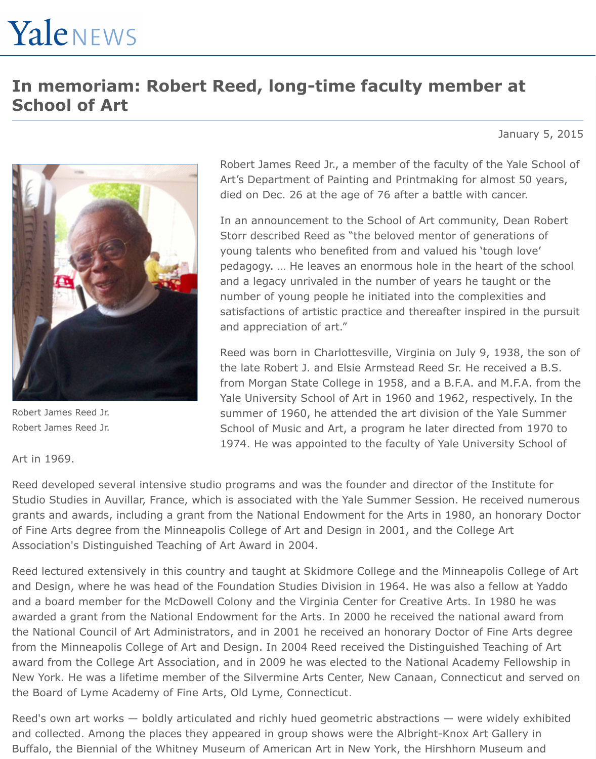Yale NEWS

# In memoriam: Robert Reed, long-time faculty member at School of Art

January 5, 2015

Robert James Reed Jr.
Robert James Reed Jr.

Robert James Reed Jr., a member of the faculty of the Yale School of Art's Department of Painting and Printmaking for almost 50 years, died on Dec. 26 at the age of 76 after a battle with cancer.

In an announcement to the School of Art community, Dean Robert Storr described Reed as "the beloved mentor of generations of young talents who benefited from and valued his 'tough love' pedagogy. … He leaves an enormous hole in the heart of the school and a legacy unrivaled in the number of years he taught or the number of young people he initiated into the complexities and satisfactions of artistic practice and thereafter inspired in the pursuit and appreciation of art."

Reed was born in Charlottesville, Virginia on July 9, 1938, the son of the late Robert J. and Elsie Armstead Reed Sr. He received a B.S. from Morgan State College in 1958, and a B.F.A. and M.F.A. from the Yale University School of Art in 1960 and 1962, respectively. In the summer of 1960, he attended the art division of the Yale Summer School of Music and Art, a program he later directed from 1970 to 1974. He was appointed to the faculty of Yale University School of Art in 1969.

Reed developed several intensive studio programs and was the founder and director of the Institute for Studio Studies in Auvillar, France, which is associated with the Yale Summer Session. He received numerous grants and awards, including a grant from the National Endowment for the Arts in 1980, an honorary Doctor of Fine Arts degree from the Minneapolis College of Art and Design in 2001, and the College Art Association's Distinguished Teaching of Art Award in 2004.

Reed lectured extensively in this country and taught at Skidmore College and the Minneapolis College of Art and Design, where he was head of the Foundation Studies Division in 1964. He was also a fellow at Yaddo and a board member for the McDowell Colony and the Virginia Center for Creative Arts. In 1980 he was awarded a grant from the National Endowment for the Arts. In 2000 he received the national award from the National Council of Art Administrators, and in 2001 he received an honorary Doctor of Fine Arts degree from the Minneapolis College of Art and Design. In 2004 Reed received the Distinguished Teaching of Art award from the College Art Association, and in 2009 he was elected to the National Academy Fellowship in New York. He was a lifetime member of the Silvermine Arts Center, New Canaan, Connecticut and served on the Board of Lyme Academy of Fine Arts, Old Lyme, Connecticut.

Reed's own art works — boldly articulated and richly hued geometric abstractions — were widely exhibited and collected. Among the places they appeared in group shows were the Albright-Knox Art Gallery in Buffalo, the Biennial of the Whitney Museum of American Art in New York, the Hirshhorn Museum and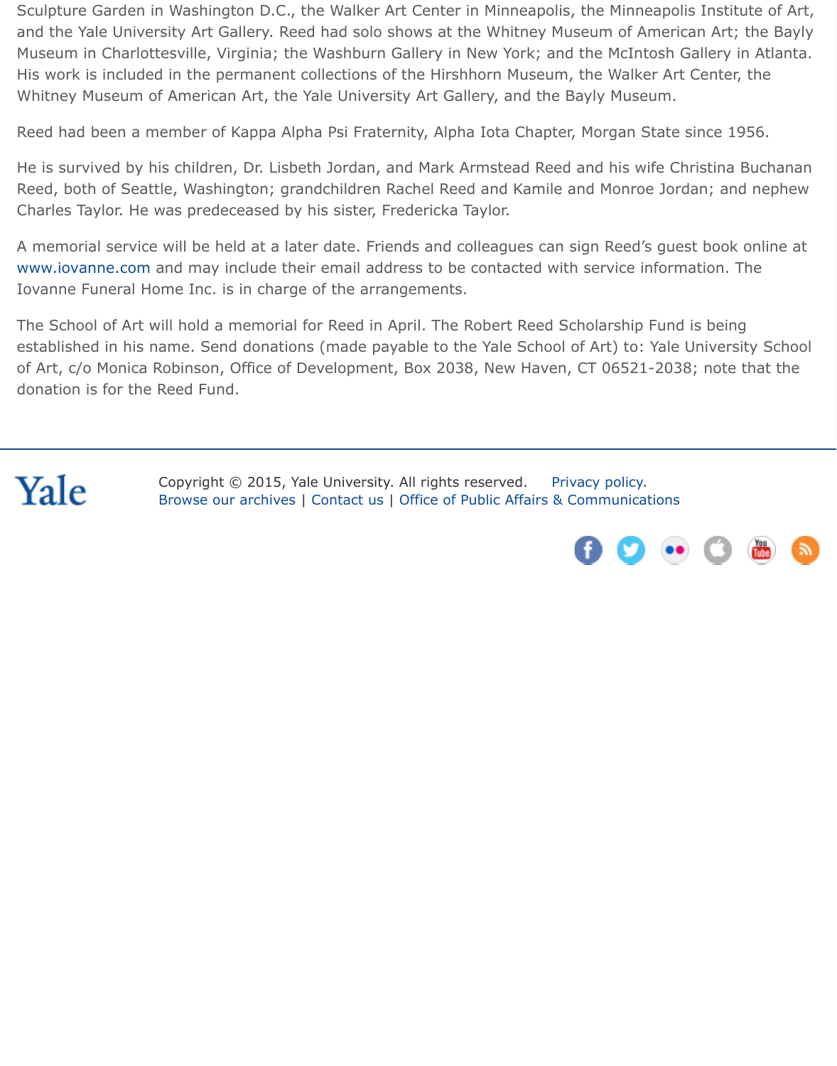Sculpture Garden in Washington D.C., the Walker Art Center in Minneapolis, the Minneapolis Institute of Art, and the Yale University Art Gallery. Reed had solo shows at the Whitney Museum of American Art; the Bayly Museum in Charlottesville, Virginia; the Washburn Gallery in New York; and the McIntosh Gallery in Atlanta. His work is included in the permanent collections of the Hirshhorn Museum, the Walker Art Center, the Whitney Museum of American Art, the Yale University Art Gallery, and the Bayly Museum.

Reed had been a member of Kappa Alpha Psi Fraternity, Alpha Iota Chapter, Morgan State since 1956.

He is survived by his children, Dr. Lisbeth Jordan, and Mark Armstead Reed and his wife Christina Buchanan Reed, both of Seattle, Washington; grandchildren Rachel Reed and Kamile and Monroe Jordan; and nephew Charles Taylor. He was predeceased by his sister, Fredericka Taylor.

A memorial service will be held at a later date. Friends and colleagues can sign Reed's guest book online at www.iovanne.com and may include their email address to be contacted with service information. The Iovanne Funeral Home Inc. is in charge of the arrangements.

The School of Art will hold a memorial for Reed in April. The Robert Reed Scholarship Fund is being established in his name. Send donations (made payable to the Yale School of Art) to: Yale University School of Art, c/o Monica Robinson, Office of Development, Box 2038, New Haven, CT 06521-2038; note that the donation is for the Reed Fund.

---

Yale

Copyright © 2015, Yale University. All rights reserved. Privacy policy.
Browse our archives | Contact us | Office of Public Affairs & Communications